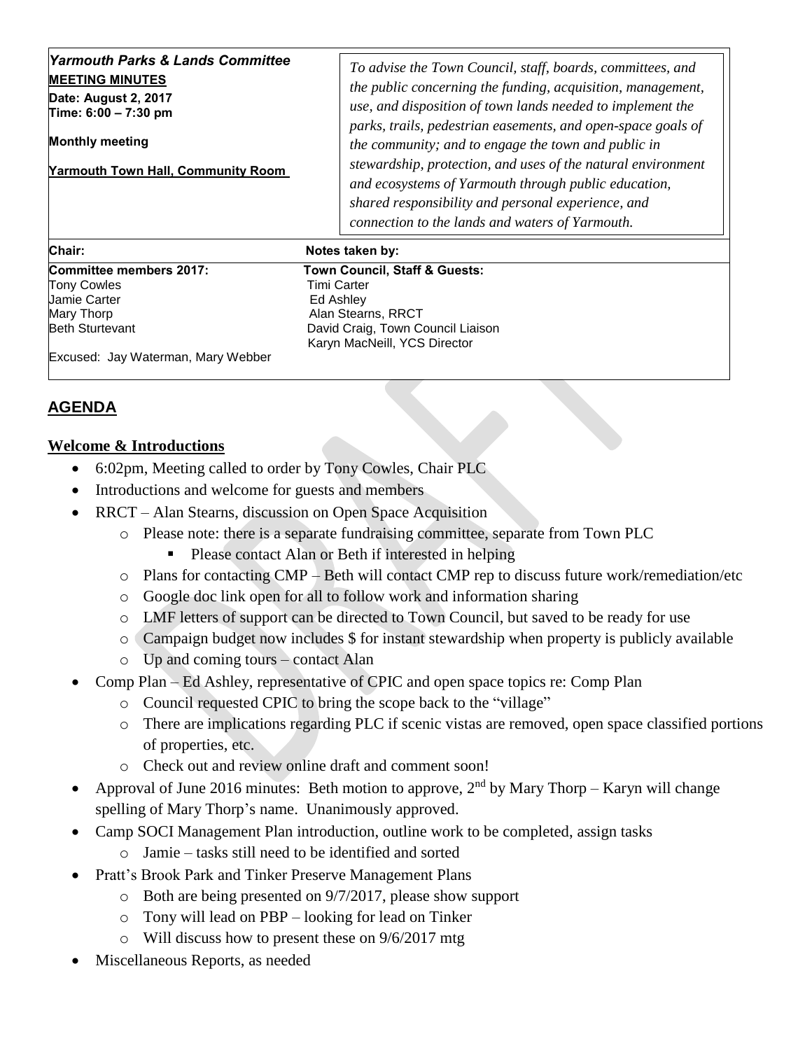*Yarmouth Parks & Lands Committee*

**MEETING MINUTES**

**Date: August 2, 2017**

**Time: 6:00 – 7:30 pm**

**Monthly meeting**

**Yarmouth Town Hall, Community Room**

*To advise the Town Council, staff, boards, committees, and the public concerning the funding, acquisition, management, use, and disposition of town lands needed to implement the parks, trails, pedestrian easements, and open-space goals of the community; and to engage the town and public in stewardship, protection, and uses of the natural environment and ecosystems of Yarmouth through public education, shared responsibility and personal experience, and connection to the lands and waters of Yarmouth.*

**Chair:** | **Notes taken by:**

| **Committee members 2017:** | **Town Council, Staff & Guests:** |
|---|---|
| Tony Cowles | Timi Carter |
| Jamie Carter | Ed Ashley |
| Mary Thorp | Alan Stearns, RRCT |
| Beth Sturtevant | David Craig, Town Council Liaison |
| | Karyn MacNeill, YCS Director |

Excused: Jay Waterman, Mary Webber

## AGENDA

### Welcome & Introductions

- 6:02pm, Meeting called to order by Tony Cowles, Chair PLC
- Introductions and welcome for guests and members
- RRCT – Alan Stearns, discussion on Open Space Acquisition
  - Please note: there is a separate fundraising committee, separate from Town PLC
    - Please contact Alan or Beth if interested in helping
  - Plans for contacting CMP – Beth will contact CMP rep to discuss future work/remediation/etc
  - Google doc link open for all to follow work and information sharing
  - LMF letters of support can be directed to Town Council, but saved to be ready for use
  - Campaign budget now includes $ for instant stewardship when property is publicly available
  - Up and coming tours – contact Alan
- Comp Plan – Ed Ashley, representative of CPIC and open space topics re: Comp Plan
  - Council requested CPIC to bring the scope back to the "village"
  - There are implications regarding PLC if scenic vistas are removed, open space classified portions of properties, etc.
  - Check out and review online draft and comment soon!
- Approval of June 2016 minutes: Beth motion to approve, 2nd by Mary Thorp – Karyn will change spelling of Mary Thorp's name. Unanimously approved.
- Camp SOCI Management Plan introduction, outline work to be completed, assign tasks
  - Jamie – tasks still need to be identified and sorted
- Pratt's Brook Park and Tinker Preserve Management Plans
  - Both are being presented on 9/7/2017, please show support
  - Tony will lead on PBP – looking for lead on Tinker
  - Will discuss how to present these on 9/6/2017 mtg
- Miscellaneous Reports, as needed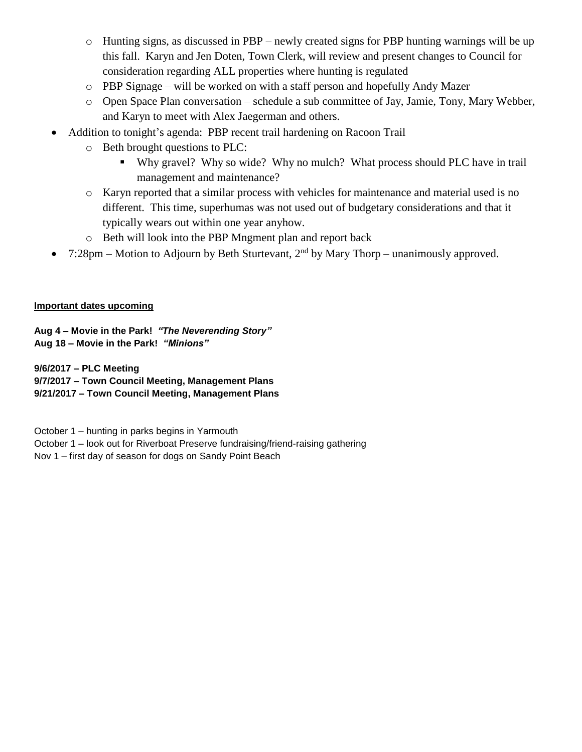- Hunting signs, as discussed in PBP – newly created signs for PBP hunting warnings will be up this fall. Karyn and Jen Doten, Town Clerk, will review and present changes to Council for consideration regarding ALL properties where hunting is regulated
   - PBP Signage – will be worked on with a staff person and hopefully Andy Mazer
   - Open Space Plan conversation – schedule a sub committee of Jay, Jamie, Tony, Mary Webber, and Karyn to meet with Alex Jaegerman and others.
- Addition to tonight's agenda: PBP recent trail hardening on Racoon Trail
   - Beth brought questions to PLC:
      - Why gravel? Why so wide? Why no mulch? What process should PLC have in trail management and maintenance?
   - Karyn reported that a similar process with vehicles for maintenance and material used is no different. This time, superhumas was not used out of budgetary considerations and that it typically wears out within one year anyhow.
   - Beth will look into the PBP Mngment plan and report back
- 7:28pm – Motion to Adjourn by Beth Sturtevant, 2nd by Mary Thorp – unanimously approved.

**Important dates upcoming**

**Aug 4 – Movie in the Park!** ***"The Neverending Story"***
**Aug 18 – Movie in the Park!** ***"Minions"***

**9/6/2017 – PLC Meeting**
**9/7/2017 – Town Council Meeting, Management Plans**
**9/21/2017 – Town Council Meeting, Management Plans**

October 1 – hunting in parks begins in Yarmouth
October 1 – look out for Riverboat Preserve fundraising/friend-raising gathering
Nov 1 – first day of season for dogs on Sandy Point Beach